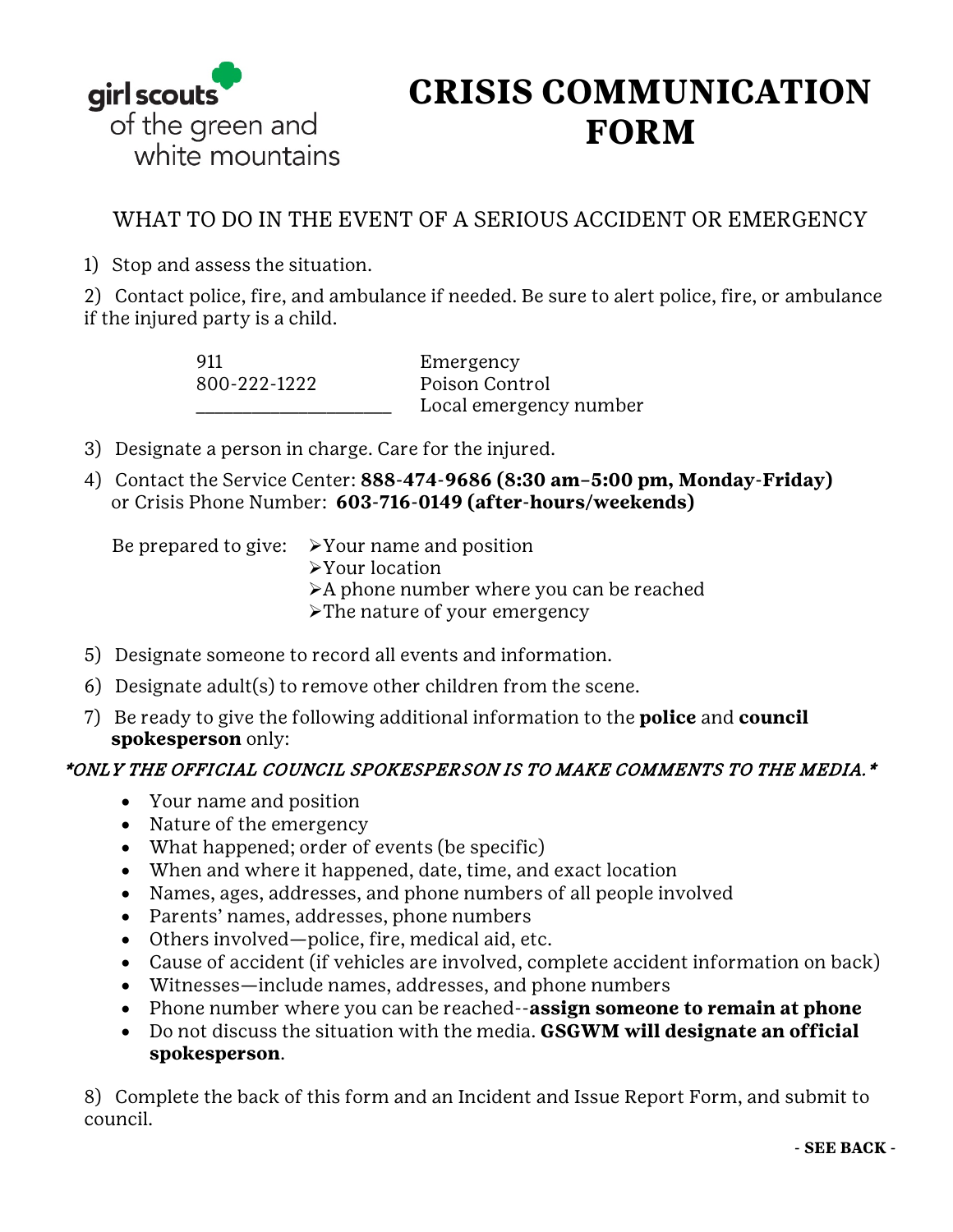girl scouts of the green and white mountains

# CRISIS COMMUNICATION FORM

## WHAT TO DO IN THE EVENT OF A SERIOUS ACCIDENT OR EMERGENCY

1) Stop and assess the situation.

2) Contact police, fire, and ambulance if needed. Be sure to alert police, fire, or ambulance if the injured party is a child.

| | |
|---|---|
| 911 | Emergency |
| 800-222-1222 | Poison Control |
| ____________________ | Local emergency number |

3) Designate a person in charge. Care for the injured.

4) Contact the Service Center: **888-474-9686 (8:30 am–5:00 pm, Monday-Friday)** or Crisis Phone Number: **603-716-0149 (after-hours/weekends)**

Be prepared to give:
- ➢Your name and position
- ➢Your location
- ➢A phone number where you can be reached
- ➢The nature of your emergency

5) Designate someone to record all events and information.

6) Designate adult(s) to remove other children from the scene.

7) Be ready to give the following additional information to the **police** and **council spokesperson** only:

***ONLY THE OFFICIAL COUNCIL SPOKESPERSON IS TO MAKE COMMENTS TO THE MEDIA.***

- Your name and position
- Nature of the emergency
- What happened; order of events (be specific)
- When and where it happened, date, time, and exact location
- Names, ages, addresses, and phone numbers of all people involved
- Parents' names, addresses, phone numbers
- Others involved—police, fire, medical aid, etc.
- Cause of accident (if vehicles are involved, complete accident information on back)
- Witnesses—include names, addresses, and phone numbers
- Phone number where you can be reached--**assign someone to remain at phone**
- Do not discuss the situation with the media. **GSGWM will designate an official spokesperson**.

8) Complete the back of this form and an Incident and Issue Report Form, and submit to council.

**- SEE BACK -**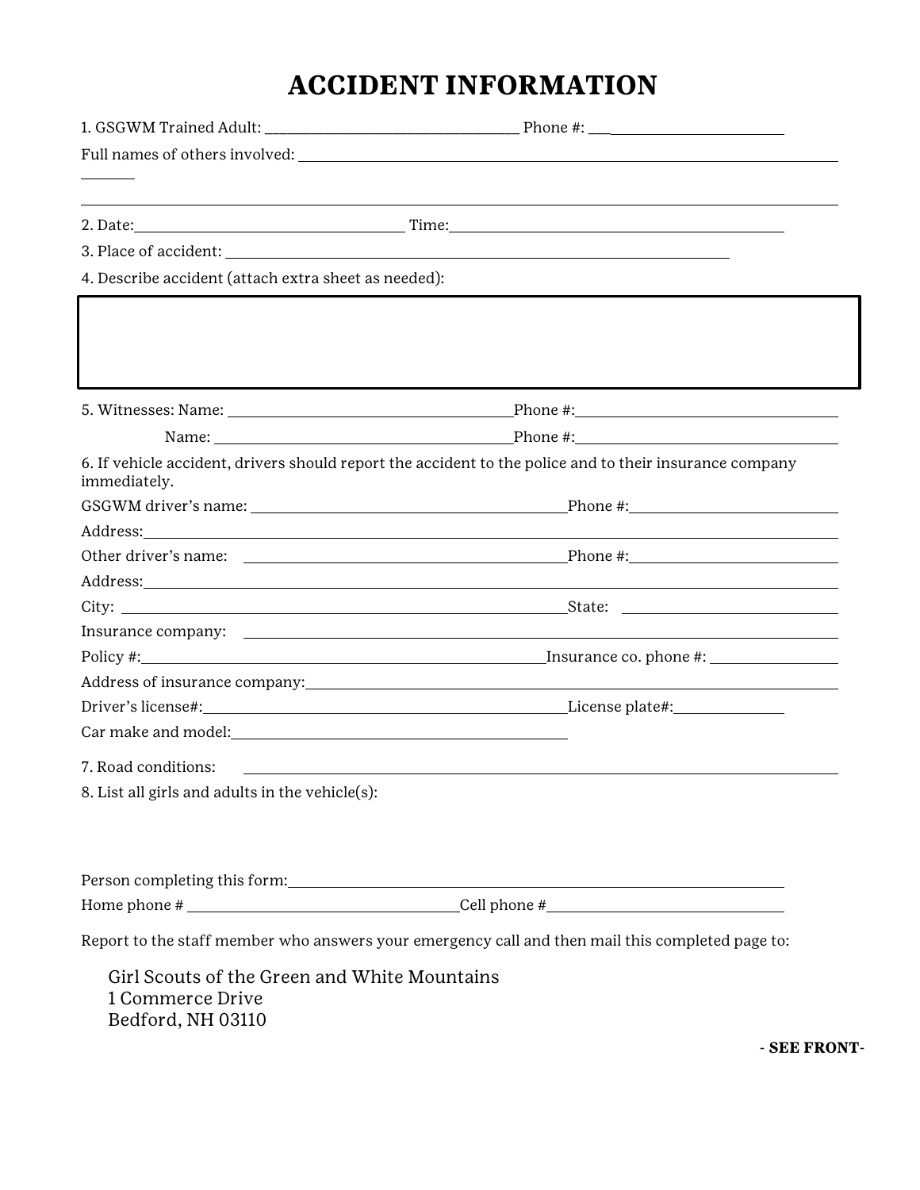# ACCIDENT INFORMATION

1. GSGWM Trained Adult: ______________________________ Phone #: ______________________

Full names of others involved: ____________________________________________________________

____________________________________________________________

2. Date: ______________________________ Time: ______________________________

3. Place of accident: ____________________________________________________________

4. Describe accident (attach extra sheet as needed):

| |
|---|
| |

5. Witnesses: Name: ______________________________ Phone #: ______________________________

Name: ______________________________ Phone #: ______________________________

6. If vehicle accident, drivers should report the accident to the police and to their insurance company immediately.

GSGWM driver's name: ______________________________ Phone #: ______________________________

Address: ____________________________________________________________

Other driver's name: ______________________________ Phone #: ______________________________

Address: ____________________________________________________________

City: ______________________________ State: ______________________________

Insurance company: ____________________________________________________________

Policy #: ______________________________ Insurance co. phone #: ______________________

Address of insurance company: ____________________________________________________________

Driver's license#: ______________________________ License plate#: ______________

Car make and model: ______________________________

7. Road conditions: ____________________________________________________________

8. List all girls and adults in the vehicle(s):

Person completing this form: ____________________________________________________________

Home phone # ______________________________ Cell phone # ______________________________

Report to the staff member who answers your emergency call and then mail this completed page to:

Girl Scouts of the Green and White Mountains
1 Commerce Drive
Bedford, NH 03110

**- SEE FRONT-**